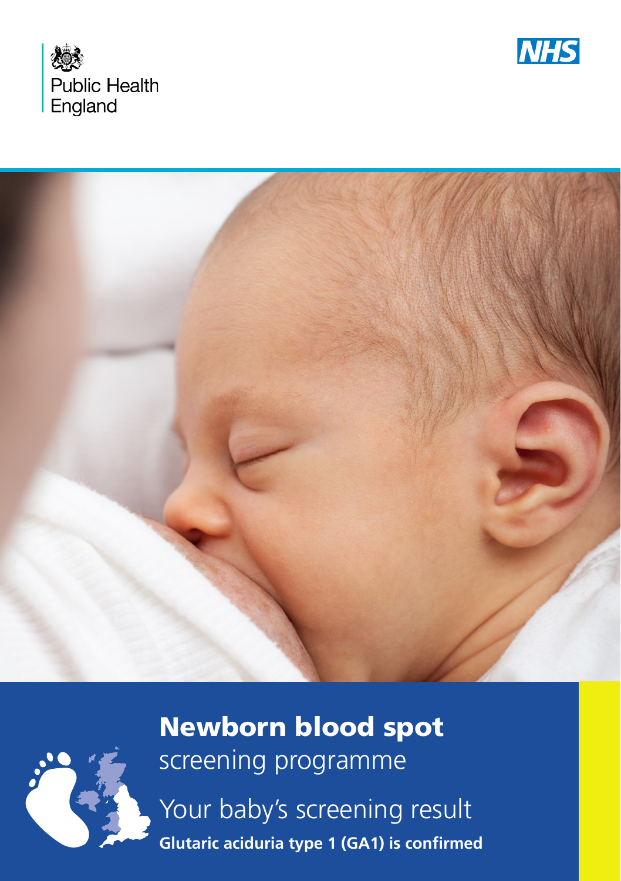Public Health England

NHS

# Newborn blood spot

screening programme

## Your baby's screening result

**Glutaric aciduria type 1 (GA1) is confirmed**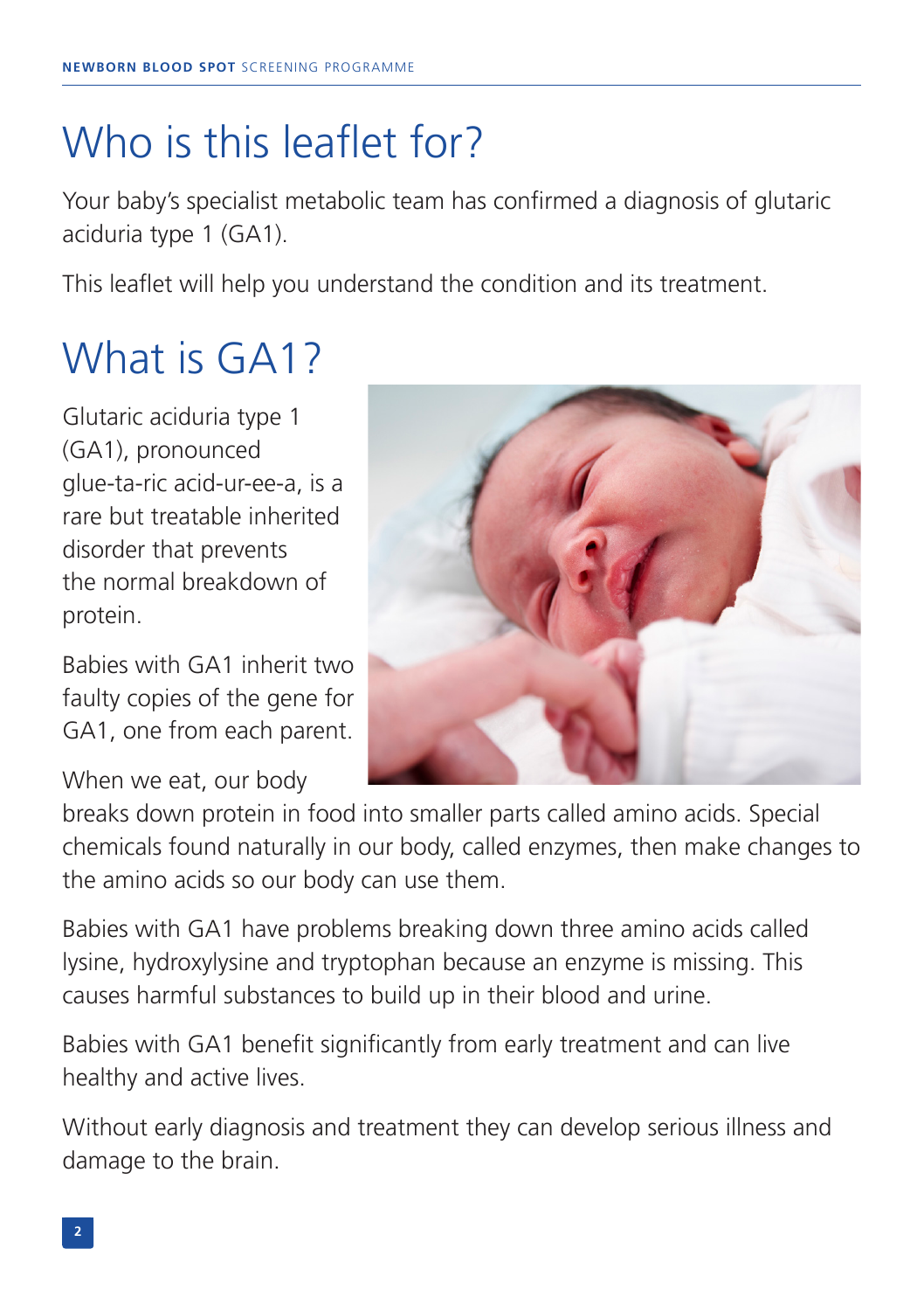# Who is this leaflet for?

Your baby's specialist metabolic team has confirmed a diagnosis of glutaric aciduria type 1 (GA1).

This leaflet will help you understand the condition and its treatment.

# What is GA1?

Glutaric aciduria type 1 (GA1), pronounced glue-ta-ric acid-ur-ee-a, is a rare but treatable inherited disorder that prevents the normal breakdown of protein.

Babies with GA1 inherit two faulty copies of the gene for GA1, one from each parent.

When we eat, our body breaks down protein in food into smaller parts called amino acids. Special chemicals found naturally in our body, called enzymes, then make changes to the amino acids so our body can use them.

Babies with GA1 have problems breaking down three amino acids called lysine, hydroxylysine and tryptophan because an enzyme is missing. This causes harmful substances to build up in their blood and urine.

Babies with GA1 benefit significantly from early treatment and can live healthy and active lives.

Without early diagnosis and treatment they can develop serious illness and damage to the brain.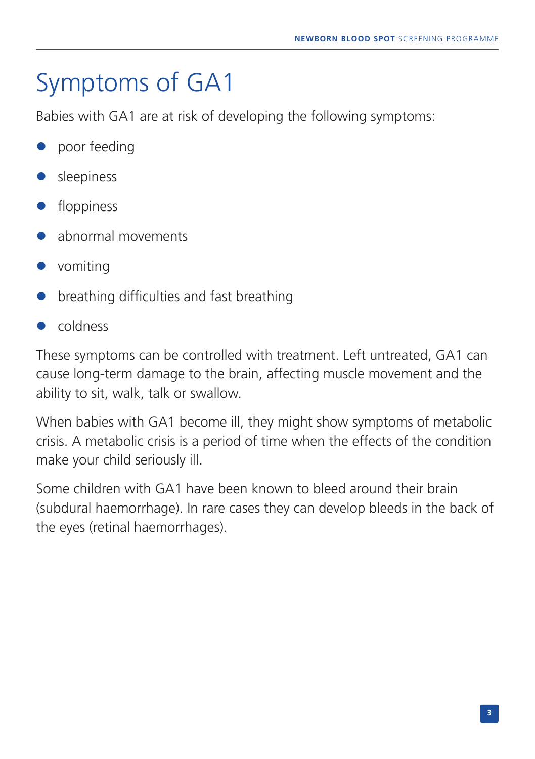# Symptoms of GA1

Babies with GA1 are at risk of developing the following symptoms:

- poor feeding
- sleepiness
- floppiness
- abnormal movements
- vomiting
- breathing difficulties and fast breathing
- coldness

These symptoms can be controlled with treatment. Left untreated, GA1 can cause long-term damage to the brain, affecting muscle movement and the ability to sit, walk, talk or swallow.

When babies with GA1 become ill, they might show symptoms of metabolic crisis. A metabolic crisis is a period of time when the effects of the condition make your child seriously ill.

Some children with GA1 have been known to bleed around their brain (subdural haemorrhage). In rare cases they can develop bleeds in the back of the eyes (retinal haemorrhages).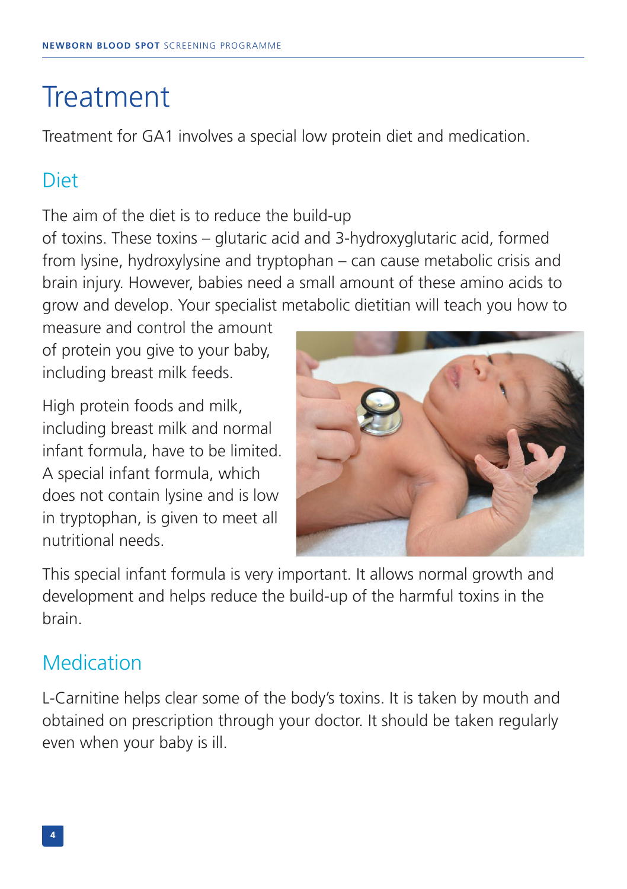# Treatment

Treatment for GA1 involves a special low protein diet and medication.

## Diet

The aim of the diet is to reduce the build-up of toxins. These toxins – glutaric acid and 3-hydroxyglutaric acid, formed from lysine, hydroxylysine and tryptophan – can cause metabolic crisis and brain injury. However, babies need a small amount of these amino acids to grow and develop. Your specialist metabolic dietitian will teach you how to measure and control the amount of protein you give to your baby, including breast milk feeds.

High protein foods and milk, including breast milk and normal infant formula, have to be limited. A special infant formula, which does not contain lysine and is low in tryptophan, is given to meet all nutritional needs.

This special infant formula is very important. It allows normal growth and development and helps reduce the build-up of the harmful toxins in the brain.

## Medication

L-Carnitine helps clear some of the body's toxins. It is taken by mouth and obtained on prescription through your doctor. It should be taken regularly even when your baby is ill.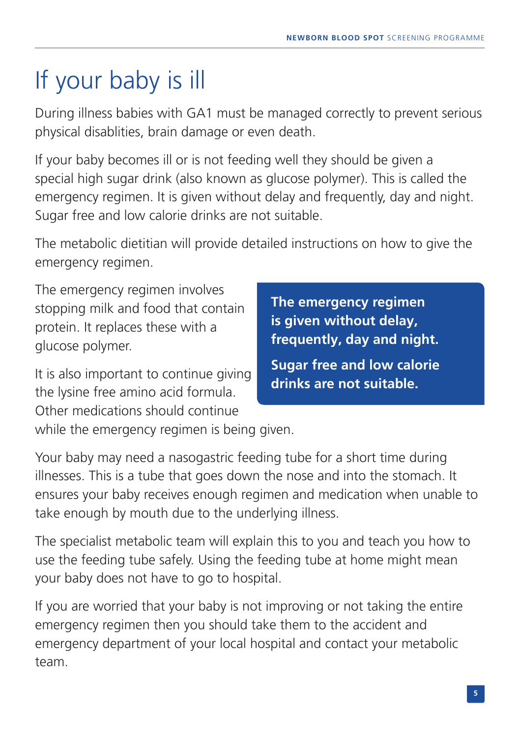# If your baby is ill

During illness babies with GA1 must be managed correctly to prevent serious physical disablities, brain damage or even death.

If your baby becomes ill or is not feeding well they should be given a special high sugar drink (also known as glucose polymer). This is called the emergency regimen. It is given without delay and frequently, day and night. Sugar free and low calorie drinks are not suitable.

The metabolic dietitian will provide detailed instructions on how to give the emergency regimen.

The emergency regimen involves stopping milk and food that contain protein. It replaces these with a glucose polymer.

**The emergency regimen is given without delay, frequently, day and night.**

**Sugar free and low calorie drinks are not suitable.**

It is also important to continue giving the lysine free amino acid formula. Other medications should continue while the emergency regimen is being given.

Your baby may need a nasogastric feeding tube for a short time during illnesses. This is a tube that goes down the nose and into the stomach. It ensures your baby receives enough regimen and medication when unable to take enough by mouth due to the underlying illness.

The specialist metabolic team will explain this to you and teach you how to use the feeding tube safely. Using the feeding tube at home might mean your baby does not have to go to hospital.

If you are worried that your baby is not improving or not taking the entire emergency regimen then you should take them to the accident and emergency department of your local hospital and contact your metabolic team.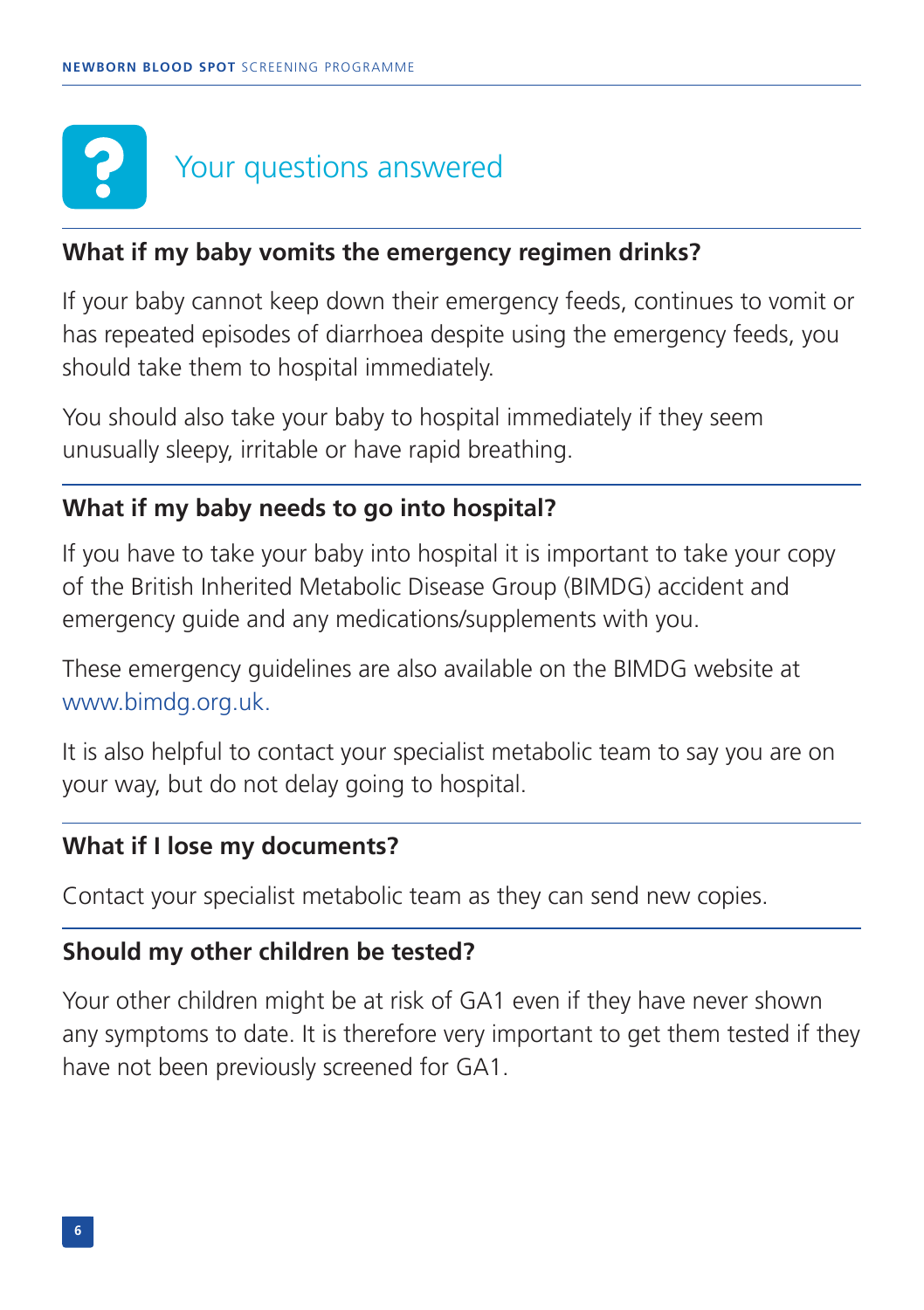## Your questions answered

### What if my baby vomits the emergency regimen drinks?

If your baby cannot keep down their emergency feeds, continues to vomit or has repeated episodes of diarrhoea despite using the emergency feeds, you should take them to hospital immediately.

You should also take your baby to hospital immediately if they seem unusually sleepy, irritable or have rapid breathing.

### What if my baby needs to go into hospital?

If you have to take your baby into hospital it is important to take your copy of the British Inherited Metabolic Disease Group (BIMDG) accident and emergency guide and any medications/supplements with you.

These emergency guidelines are also available on the BIMDG website at www.bimdg.org.uk.

It is also helpful to contact your specialist metabolic team to say you are on your way, but do not delay going to hospital.

### What if I lose my documents?

Contact your specialist metabolic team as they can send new copies.

### Should my other children be tested?

Your other children might be at risk of GA1 even if they have never shown any symptoms to date. It is therefore very important to get them tested if they have not been previously screened for GA1.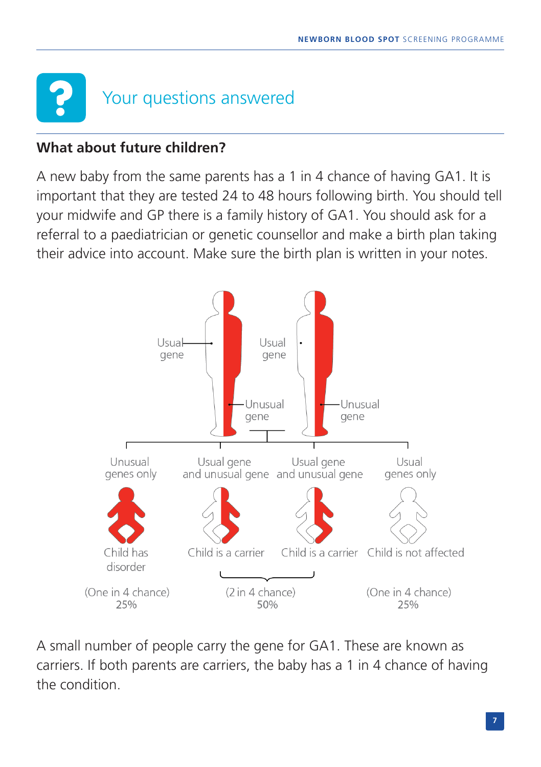# Your questions answered

## What about future children?

A new baby from the same parents has a 1 in 4 chance of having GA1. It is important that they are tested 24 to 48 hours following birth. You should tell your midwife and GP there is a family history of GA1. You should ask for a referral to a paediatrician or genetic counsellor and make a birth plan taking their advice into account. Make sure the birth plan is written in your notes.

Usual gene / Unusual gene — Usual gene / Unusual gene

| Unusual genes only | Usual gene and unusual gene | Usual gene and unusual gene | Usual genes only |
|---|---|---|---|
| Child has disorder | Child is a carrier | Child is a carrier | Child is not affected |
| (One in 4 chance) 25% | (2 in 4 chance) 50% | | (One in 4 chance) 25% |

A small number of people carry the gene for GA1. These are known as carriers. If both parents are carriers, the baby has a 1 in 4 chance of having the condition.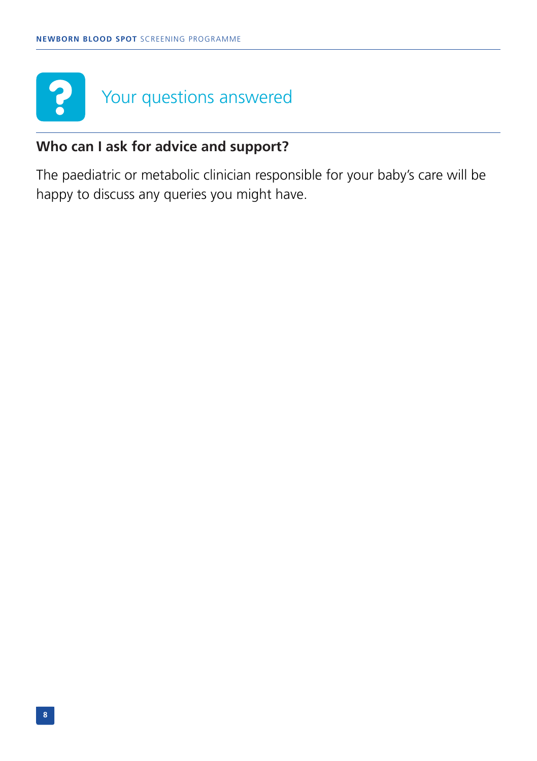## Your questions answered

### Who can I ask for advice and support?

The paediatric or metabolic clinician responsible for your baby's care will be happy to discuss any queries you might have.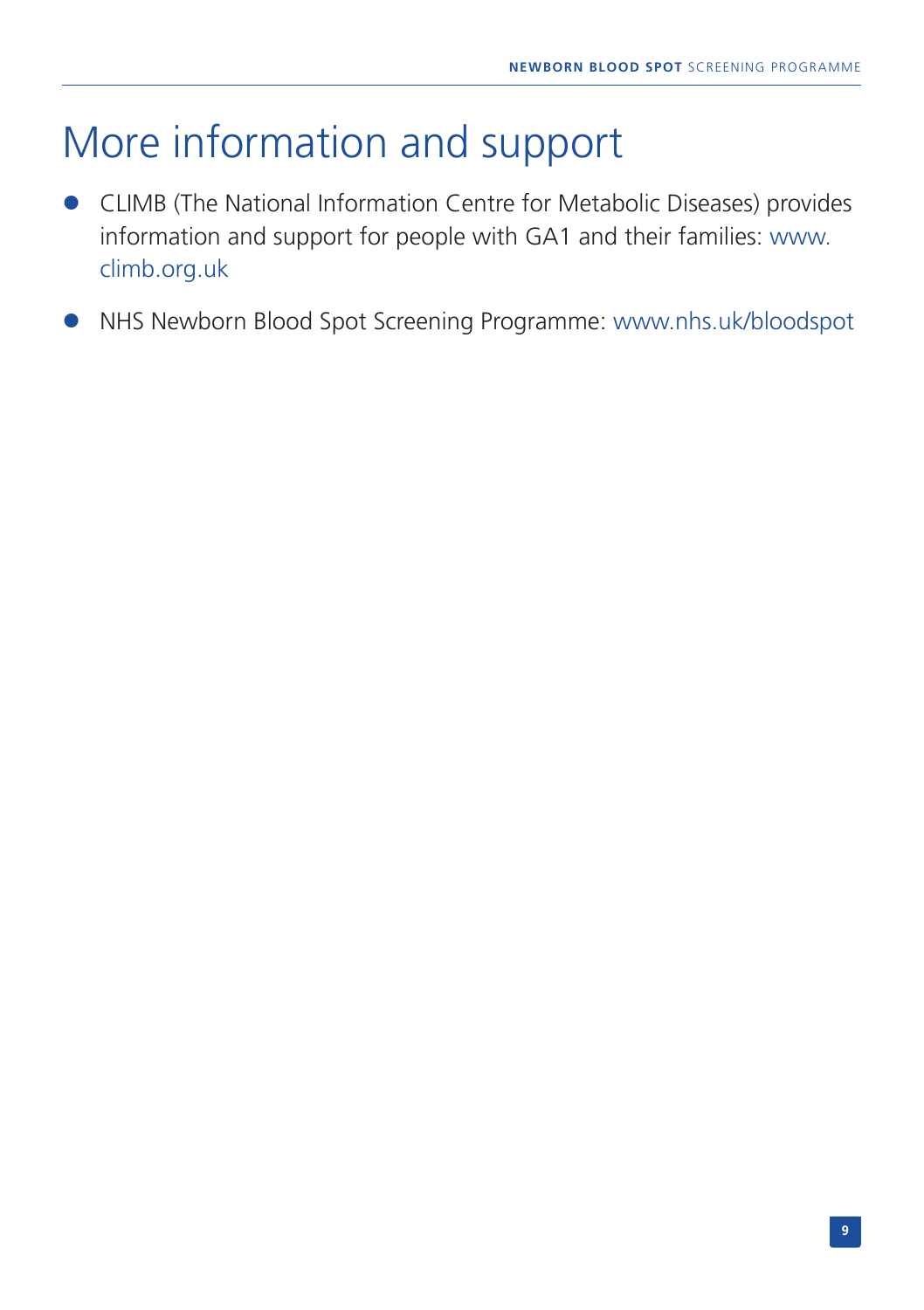# More information and support

- CLIMB (The National Information Centre for Metabolic Diseases) provides information and support for people with GA1 and their families: www.climb.org.uk
- NHS Newborn Blood Spot Screening Programme: www.nhs.uk/bloodspot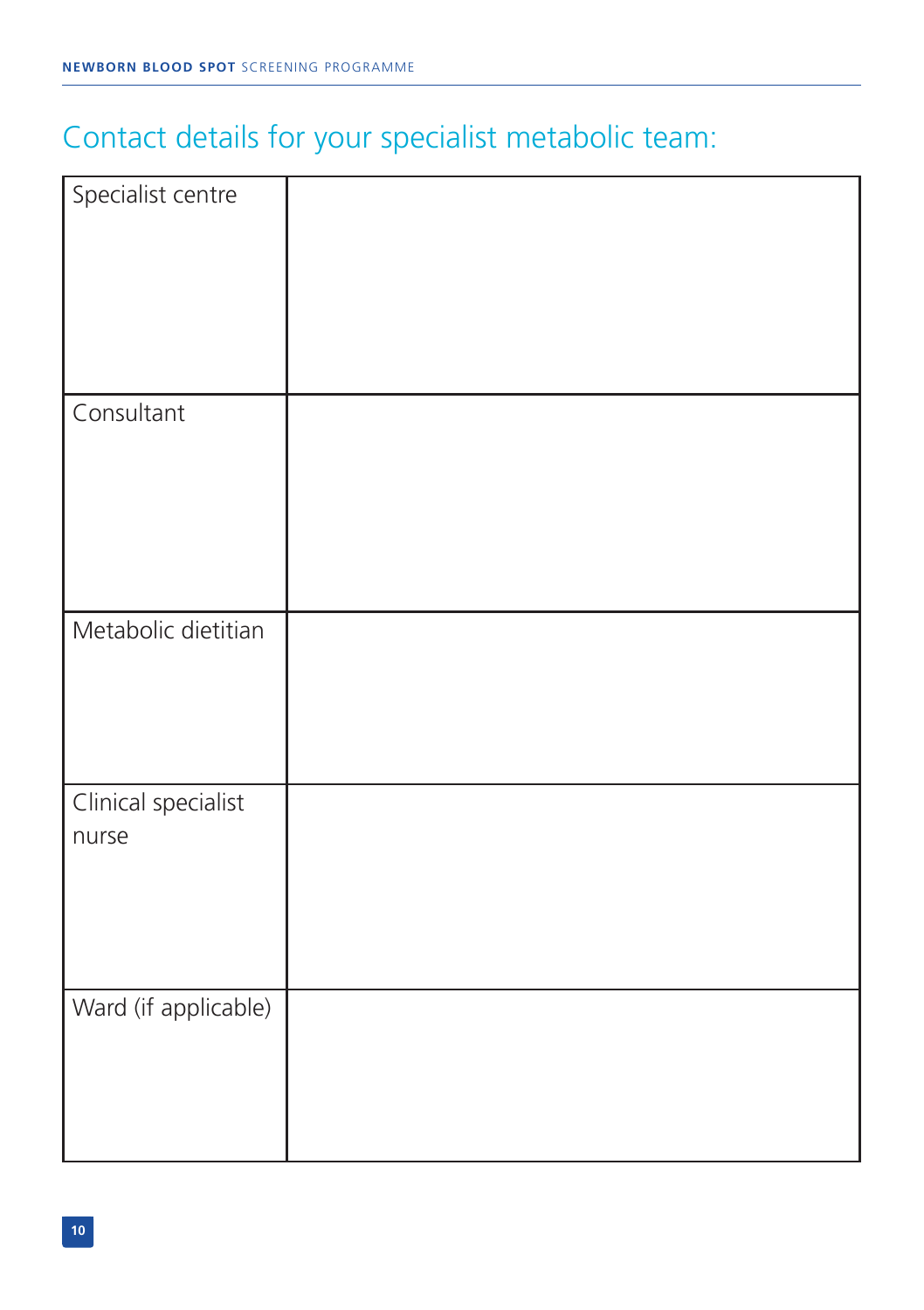## Contact details for your specialist metabolic team:

| | |
|---|---|
| Specialist centre | |
| Consultant | |
| Metabolic dietitian | |
| Clinical specialist nurse | |
| Ward (if applicable) | |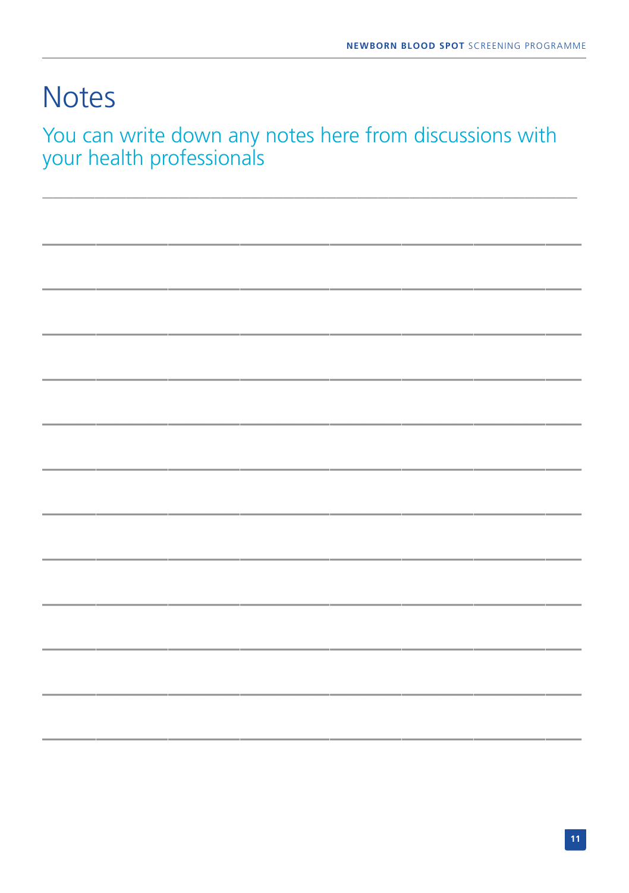# Notes

## You can write down any notes here from discussions with your health professionals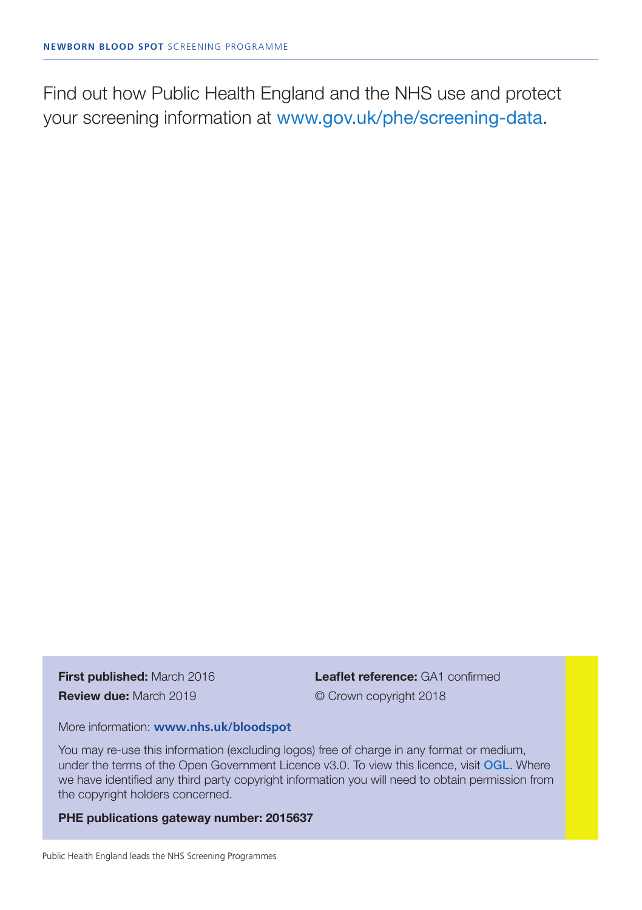Find out how Public Health England and the NHS use and protect your screening information at www.gov.uk/phe/screening-data.

**First published:** March 2016
**Review due:** March 2019

**Leaflet reference:** GA1 confirmed
© Crown copyright 2018

More information: **www.nhs.uk/bloodspot**

You may re-use this information (excluding logos) free of charge in any format or medium, under the terms of the Open Government Licence v3.0. To view this licence, visit **OGL**. Where we have identified any third party copyright information you will need to obtain permission from the copyright holders concerned.

**PHE publications gateway number: 2015637**

Public Health England leads the NHS Screening Programmes